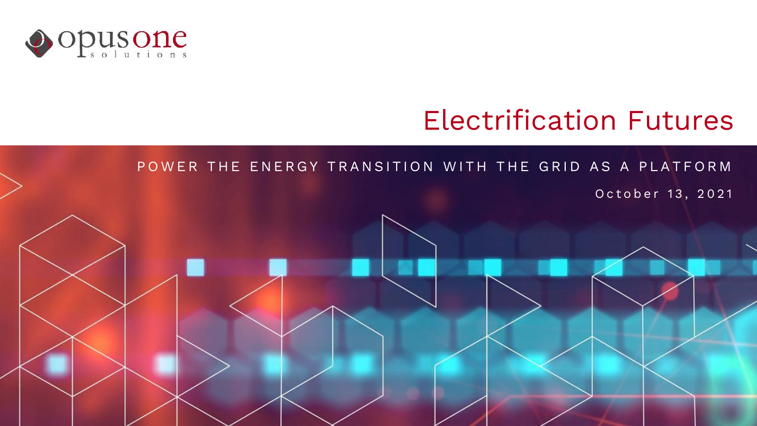opus one solutions

# Electrification Futures

POWER THE ENERGY TRANSITION WITH THE GRID AS A PLATFORM

October 13, 2021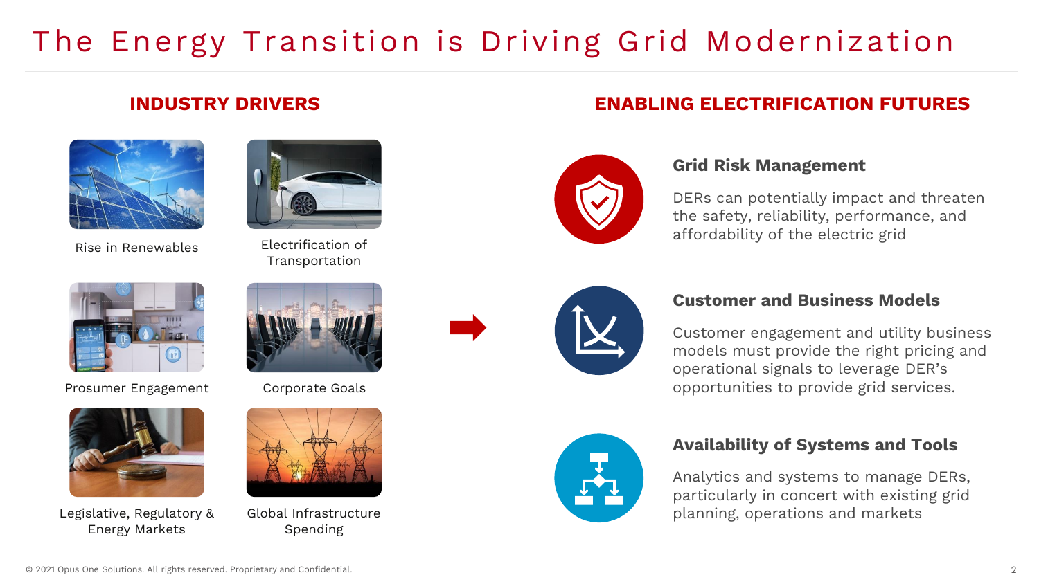# The Energy Transition is Driving Grid Modernization

## INDUSTRY DRIVERS

- Rise in Renewables
- Electrification of Transportation
- Prosumer Engagement
- Corporate Goals
- Legislative, Regulatory & Energy Markets
- Global Infrastructure Spending

## ENABLING ELECTRIFICATION FUTURES

### Grid Risk Management

DERs can potentially impact and threaten the safety, reliability, performance, and affordability of the electric grid

### Customer and Business Models

Customer engagement and utility business models must provide the right pricing and operational signals to leverage DER's opportunities to provide grid services.

### Availability of Systems and Tools

Analytics and systems to manage DERs, particularly in concert with existing grid planning, operations and markets

© 2021 Opus One Solutions. All rights reserved. Proprietary and Confidential.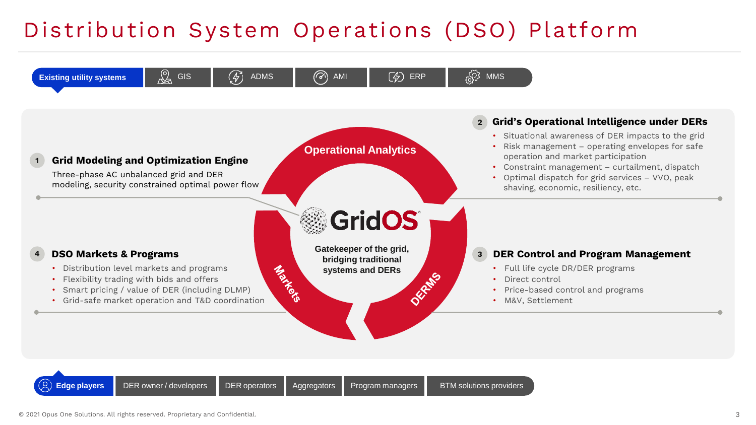# Distribution System Operations (DSO) Platform

**Existing utility systems:** GIS | ADMS | AMI | ERP | MMS

## 1 Grid Modeling and Optimization Engine

Three-phase AC unbalanced grid and DER modeling, security constrained optimal power flow

## 2 Grid's Operational Intelligence under DERs

- Situational awareness of DER impacts to the grid
- Risk management – operating envelopes for safe operation and market participation
- Constraint management – curtailment, dispatch
- Optimal dispatch for grid services – VVO, peak shaving, economic, resiliency, etc.

Operational Analytics

GridOS

**Gatekeeper of the grid, bridging traditional systems and DERs**

Markets

DERMS

## 4 DSO Markets & Programs

- Distribution level markets and programs
- Flexibility trading with bids and offers
- Smart pricing / value of DER (including DLMP)
- Grid-safe market operation and T&D coordination

## 3 DER Control and Program Management

- Full life cycle DR/DER programs
- Direct control
- Price-based control and programs
- M&V, Settlement

**Edge players:** DER owner / developers | DER operators | Aggregators | Program managers | BTM solutions providers

© 2021 Opus One Solutions. All rights reserved. Proprietary and Confidential.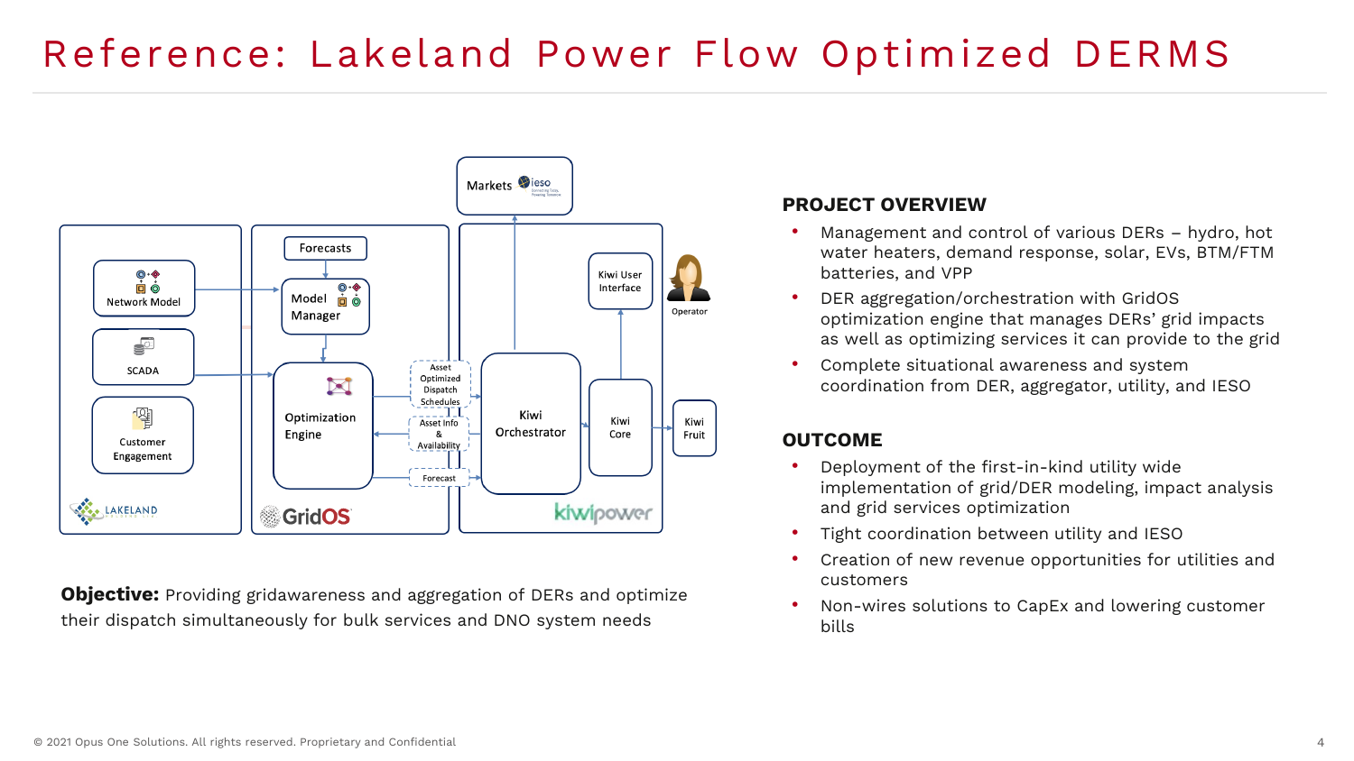# Reference: Lakeland Power Flow Optimized DERMS

Markets ieso

Network Model

SCADA

Customer Engagement

LAKELAND

Forecasts

Model Manager

Optimization Engine

GridOS

Asset Optimized Dispatch Schedules

Asset Info & Availability

Forecast

Kiwi Orchestrator

Kiwi User Interface

Kiwi Core

Kiwi Fruit

Operator

kiwipower

**Objective:** Providing gridawareness and aggregation of DERs and optimize their dispatch simultaneously for bulk services and DNO system needs

## PROJECT OVERVIEW

- Management and control of various DERs – hydro, hot water heaters, demand response, solar, EVs, BTM/FTM batteries, and VPP
- DER aggregation/orchestration with GridOS optimization engine that manages DERs' grid impacts as well as optimizing services it can provide to the grid
- Complete situational awareness and system coordination from DER, aggregator, utility, and IESO

## OUTCOME

- Deployment of the first-in-kind utility wide implementation of grid/DER modeling, impact analysis and grid services optimization
- Tight coordination between utility and IESO
- Creation of new revenue opportunities for utilities and customers
- Non-wires solutions to CapEx and lowering customer bills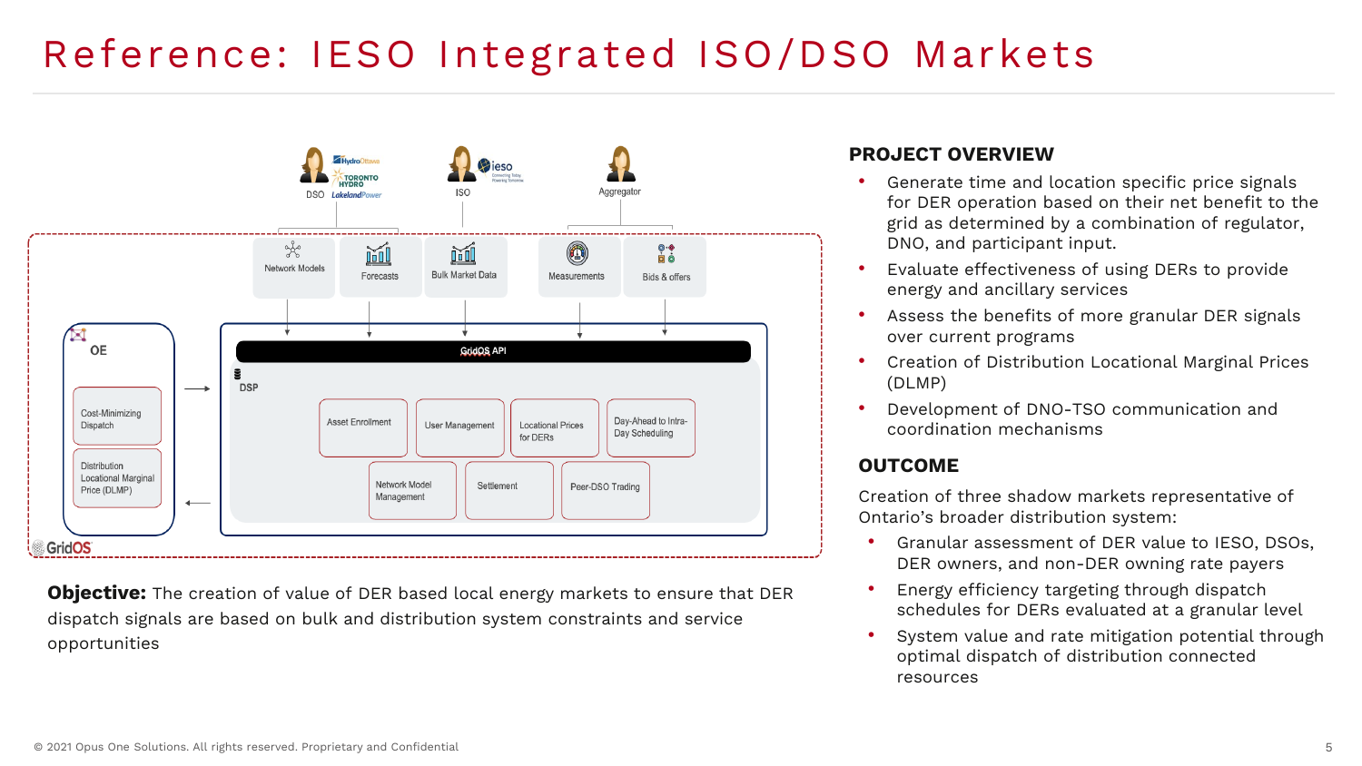# Reference: IESO Integrated ISO/DSO Markets

DSO | ISO | Aggregator

Network Models | Forecasts | Bulk Market Data | Measurements | Bids & offers

OE

- Cost-Minimizing Dispatch
- Distribution Locational Marginal Price (DLMP)

GridOS API

DSP

- Asset Enrollment
- User Management
- Locational Prices for DERs
- Day-Ahead to Intra-Day Scheduling
- Network Model Management
- Settlement
- Peer-DSO Trading

GridOS

**Objective:** The creation of value of DER based local energy markets to ensure that DER dispatch signals are based on bulk and distribution system constraints and service opportunities

## PROJECT OVERVIEW

- Generate time and location specific price signals for DER operation based on their net benefit to the grid as determined by a combination of regulator, DNO, and participant input.
- Evaluate effectiveness of using DERs to provide energy and ancillary services
- Assess the benefits of more granular DER signals over current programs
- Creation of Distribution Locational Marginal Prices (DLMP)
- Development of DNO-TSO communication and coordination mechanisms

## OUTCOME

Creation of three shadow markets representative of Ontario's broader distribution system:

- Granular assessment of DER value to IESO, DSOs, DER owners, and non-DER owning rate payers
- Energy efficiency targeting through dispatch schedules for DERs evaluated at a granular level
- System value and rate mitigation potential through optimal dispatch of distribution connected resources

© 2021 Opus One Solutions. All rights reserved. Proprietary and Confidential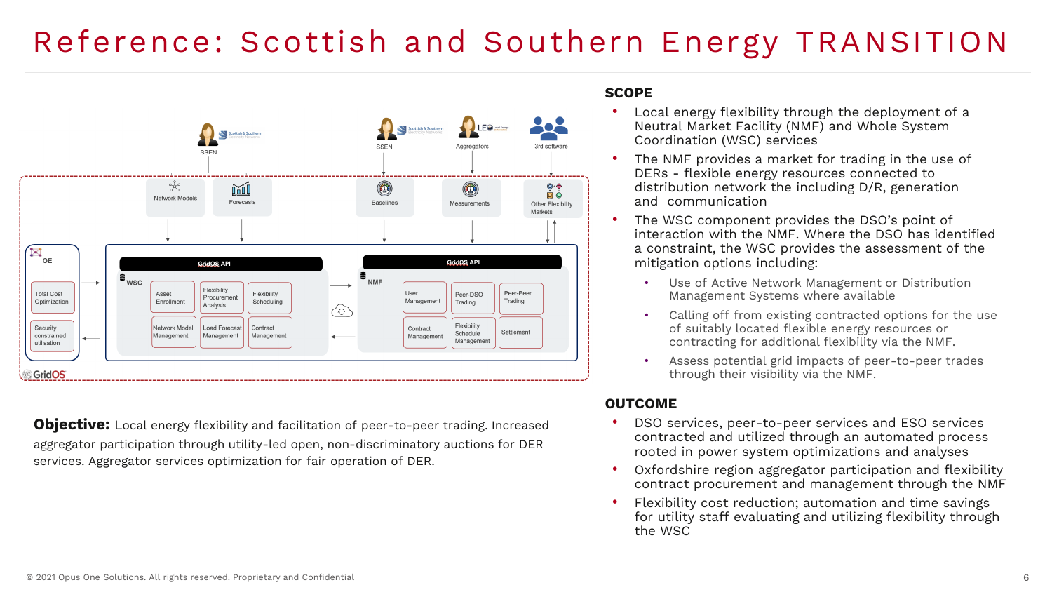# Reference: Scottish and Southern Energy TRANSITION

SSEN

Network Models

Forecasts

SSEN

Baselines

Aggregators

Measurements

3rd software

Other Flexibility Markets

OE

Total Cost Optimization

Security constrained utilisation

GridOS API

WSC

Asset Enrollment

Flexibility Procurement Analysis

Flexibility Scheduling

Network Model Management

Load Forecast Management

Contract Management

GridOS API

NMF

User Management

Peer-DSO Trading

Peer-Peer Trading

Contract Management

Flexibility Schedule Management

Settlement

GridOS

**Objective:** Local energy flexibility and facilitation of peer-to-peer trading. Increased aggregator participation through utility-led open, non-discriminatory auctions for DER services. Aggregator services optimization for fair operation of DER.

## SCOPE

- Local energy flexibility through the deployment of a Neutral Market Facility (NMF) and Whole System Coordination (WSC) services
- The NMF provides a market for trading in the use of DERs - flexible energy resources connected to distribution network the including D/R, generation and communication
- The WSC component provides the DSO's point of interaction with the NMF. Where the DSO has identified a constraint, the WSC provides the assessment of the mitigation options including:
  - Use of Active Network Management or Distribution Management Systems where available
  - Calling off from existing contracted options for the use of suitably located flexible energy resources or contracting for additional flexibility via the NMF.
  - Assess potential grid impacts of peer-to-peer trades through their visibility via the NMF.

## OUTCOME

- DSO services, peer-to-peer services and ESO services contracted and utilized through an automated process rooted in power system optimizations and analyses
- Oxfordshire region aggregator participation and flexibility contract procurement and management through the NMF
- Flexibility cost reduction; automation and time savings for utility staff evaluating and utilizing flexibility through the WSC

© 2021 Opus One Solutions. All rights reserved. Proprietary and Confidential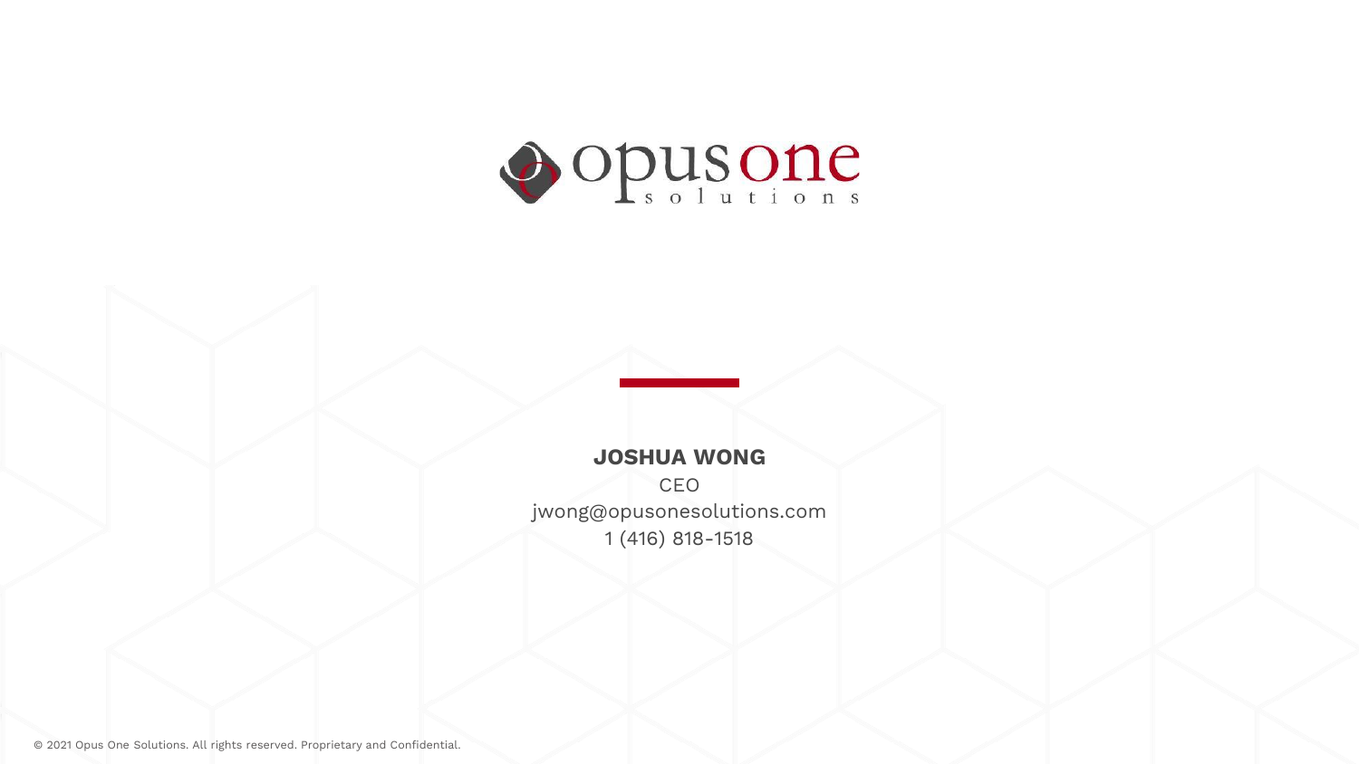opus one solutions

**JOSHUA WONG**

CEO

jwong@opusonesolutions.com

1 (416) 818-1518

© 2021 Opus One Solutions. All rights reserved. Proprietary and Confidential.